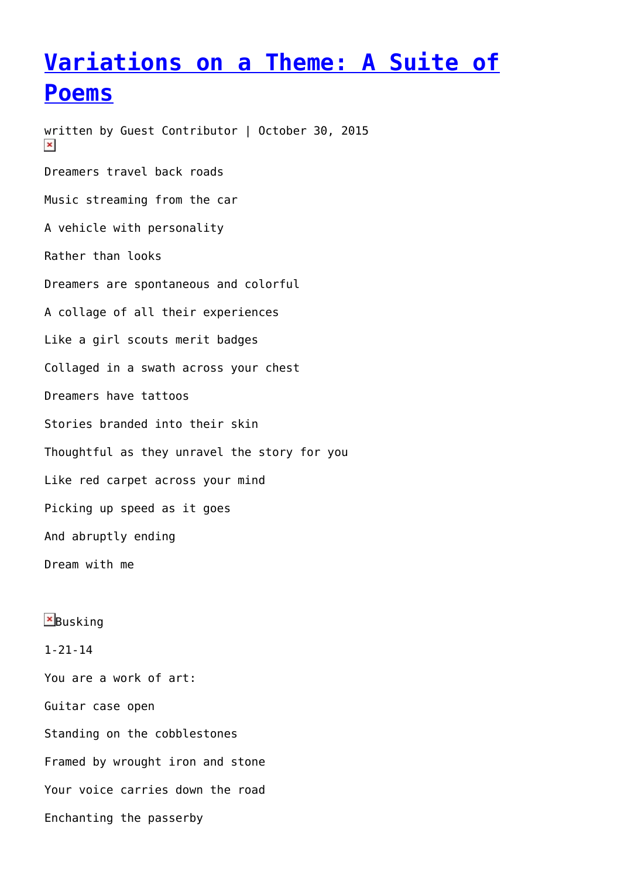# [Variations on a Theme: A Suite of Poems]

written by Guest Contributor | October 30, 2015

Dreamers travel back roads

Music streaming from the car

A vehicle with personality

Rather than looks

Dreamers are spontaneous and colorful

A collage of all their experiences

Like a girl scouts merit badges

Collaged in a swath across your chest

Dreamers have tattoos

Stories branded into their skin

Thoughtful as they unravel the story for you

Like red carpet across your mind

Picking up speed as it goes

And abruptly ending

Dream with me

Busking

1-21-14

You are a work of art:

Guitar case open

Standing on the cobblestones

Framed by wrought iron and stone

Your voice carries down the road

Enchanting the passerby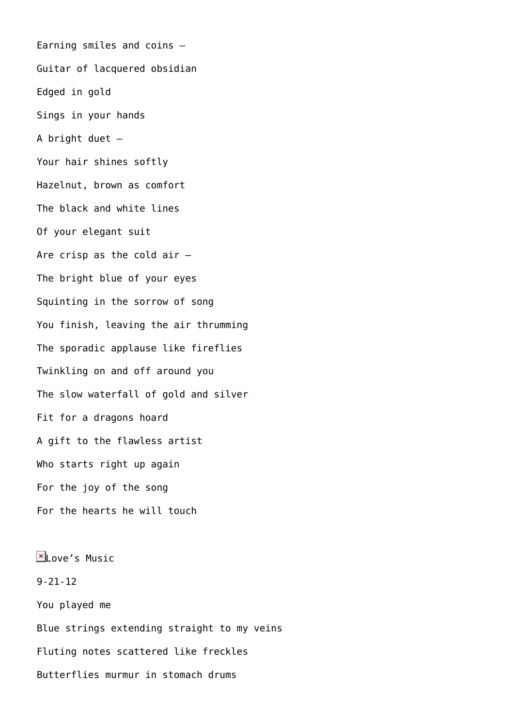Earning smiles and coins –

Guitar of lacquered obsidian

Edged in gold

Sings in your hands

A bright duet –

Your hair shines softly

Hazelnut, brown as comfort

The black and white lines

Of your elegant suit

Are crisp as the cold air –

The bright blue of your eyes

Squinting in the sorrow of song

You finish, leaving the air thrumming

The sporadic applause like fireflies

Twinkling on and off around you

The slow waterfall of gold and silver

Fit for a dragons hoard

A gift to the flawless artist

Who starts right up again

For the joy of the song

For the hearts he will touch

Love's Music

9-21-12

You played me

Blue strings extending straight to my veins

Fluting notes scattered like freckles

Butterflies murmur in stomach drums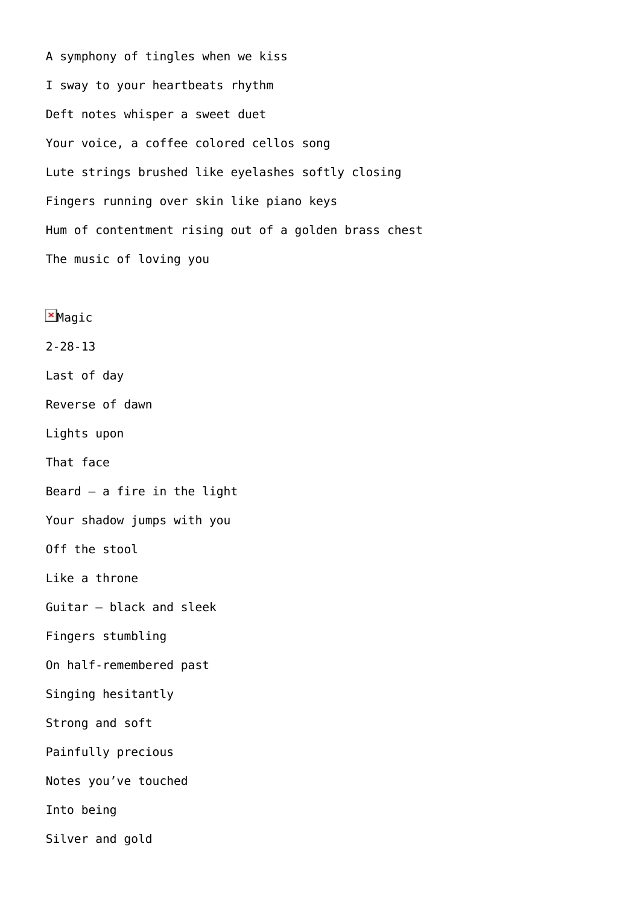A symphony of tingles when we kiss

I sway to your heartbeats rhythm

Deft notes whisper a sweet duet

Your voice, a coffee colored cellos song

Lute strings brushed like eyelashes softly closing

Fingers running over skin like piano keys

Hum of contentment rising out of a golden brass chest

The music of loving you

## Magic

2-28-13

Last of day

Reverse of dawn

Lights upon

That face

Beard – a fire in the light

Your shadow jumps with you

Off the stool

Like a throne

Guitar – black and sleek

Fingers stumbling

On half-remembered past

Singing hesitantly

Strong and soft

Painfully precious

Notes you've touched

Into being

Silver and gold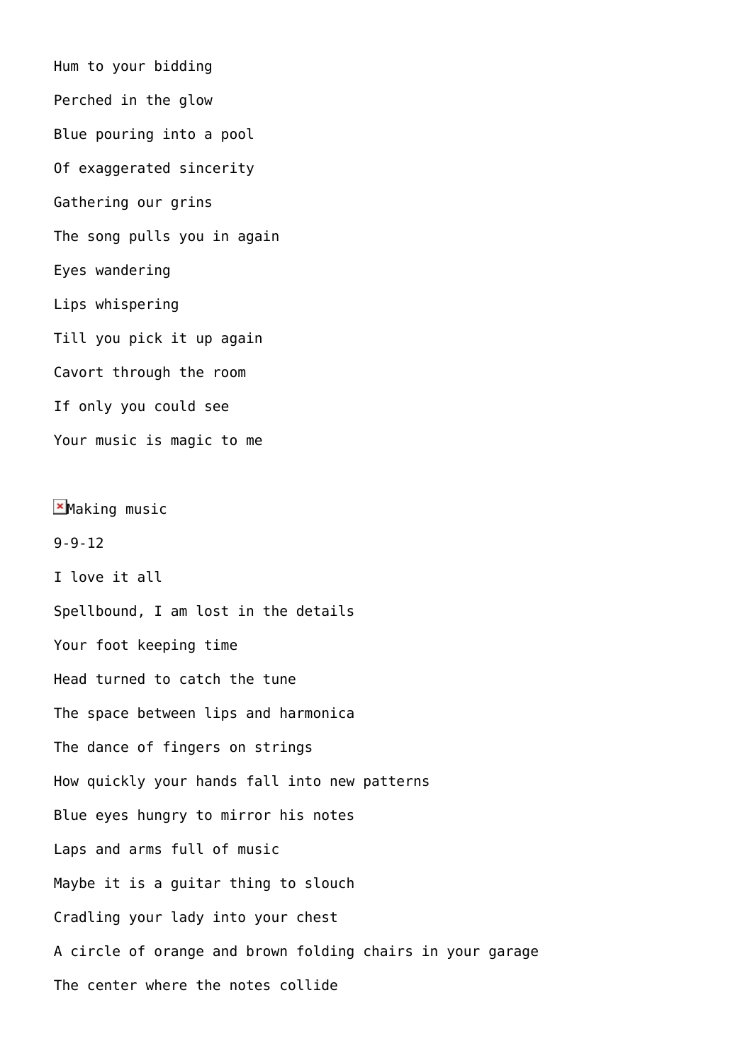Hum to your bidding

Perched in the glow

Blue pouring into a pool

Of exaggerated sincerity

Gathering our grins

The song pulls you in again

Eyes wandering

Lips whispering

Till you pick it up again

Cavort through the room

If only you could see

Your music is magic to me

Making music

9-9-12

I love it all

Spellbound, I am lost in the details

Your foot keeping time

Head turned to catch the tune

The space between lips and harmonica

The dance of fingers on strings

How quickly your hands fall into new patterns

Blue eyes hungry to mirror his notes

Laps and arms full of music

Maybe it is a guitar thing to slouch

Cradling your lady into your chest

A circle of orange and brown folding chairs in your garage

The center where the notes collide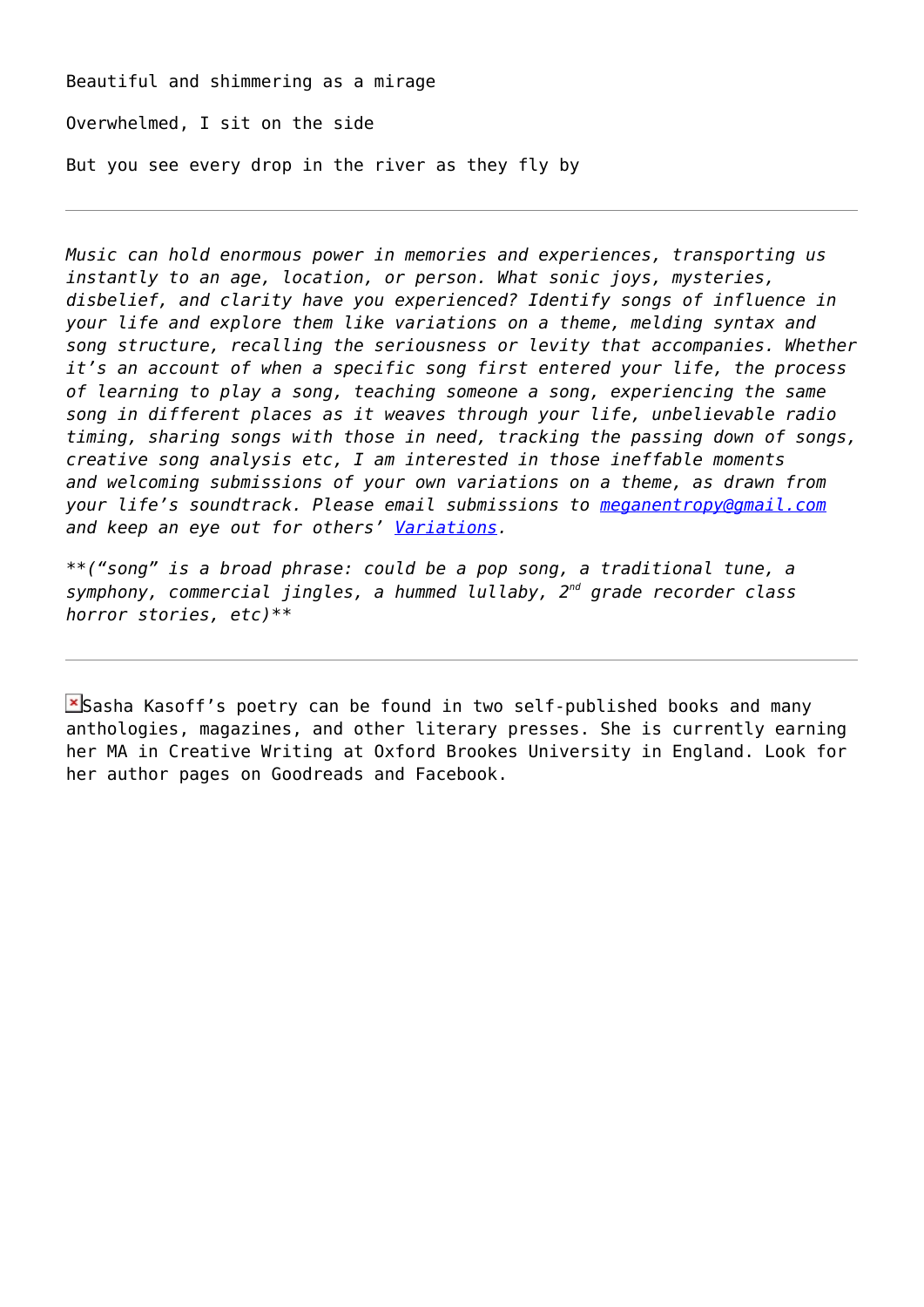Beautiful and shimmering as a mirage

Overwhelmed, I sit on the side

But you see every drop in the river as they fly by

---

*Music can hold enormous power in memories and experiences, transporting us instantly to an age, location, or person. What sonic joys, mysteries, disbelief, and clarity have you experienced? Identify songs of influence in your life and explore them like variations on a theme, melding syntax and song structure, recalling the seriousness or levity that accompanies. Whether it's an account of when a specific song first entered your life, the process of learning to play a song, teaching someone a song, experiencing the same song in different places as it weaves through your life, unbelievable radio timing, sharing songs with those in need, tracking the passing down of songs, creative song analysis etc, I am interested in those ineffable moments and welcoming submissions of your own variations on a theme, as drawn from your life's soundtrack. Please email submissions to meganentropy@gmail.com and keep an eye out for others' Variations.*

*\*\*("song" is a broad phrase: could be a pop song, a traditional tune, a symphony, commercial jingles, a hummed lullaby, 2nd grade recorder class horror stories, etc)\*\**

---

Sasha Kasoff's poetry can be found in two self-published books and many anthologies, magazines, and other literary presses. She is currently earning her MA in Creative Writing at Oxford Brookes University in England. Look for her author pages on Goodreads and Facebook.